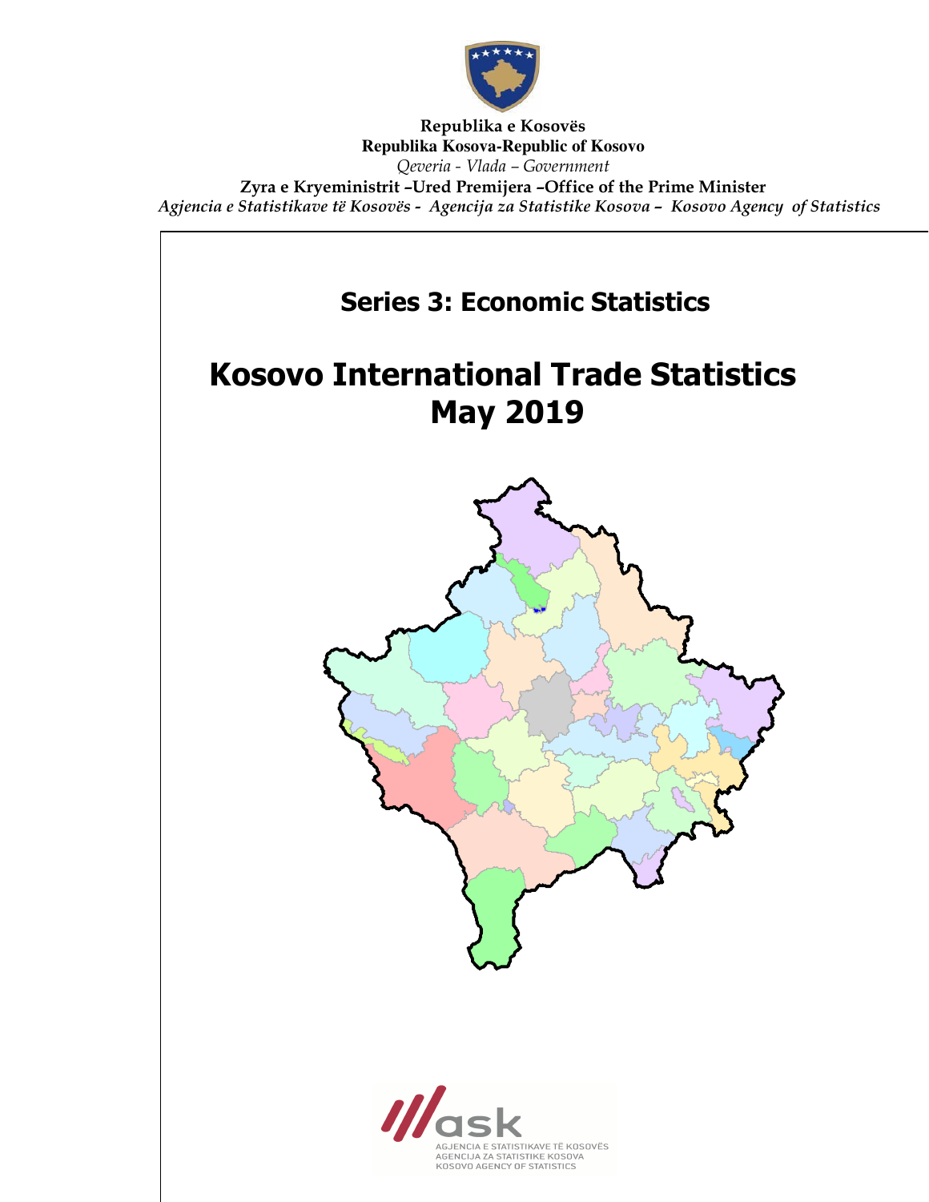**Republika e Kosovës**
**Republika Kosova-Republic of Kosovo**
*Qeveria - Vlada – Government*
**Zyra e Kryeministrit –Ured Premijera –Office of the Prime Minister**
*Agjencia e Statistikave të Kosovës - Agencija za Statistike Kosova – Kosovo Agency of Statistics*

## Series 3: Economic Statistics

# Kosovo International Trade Statistics May 2019

AGJENCIA E STATISTIKAVE TË KOSOVËS
AGENCIJA ZA STATISTIKE KOSOVA
KOSOVO AGENCY OF STATISTICS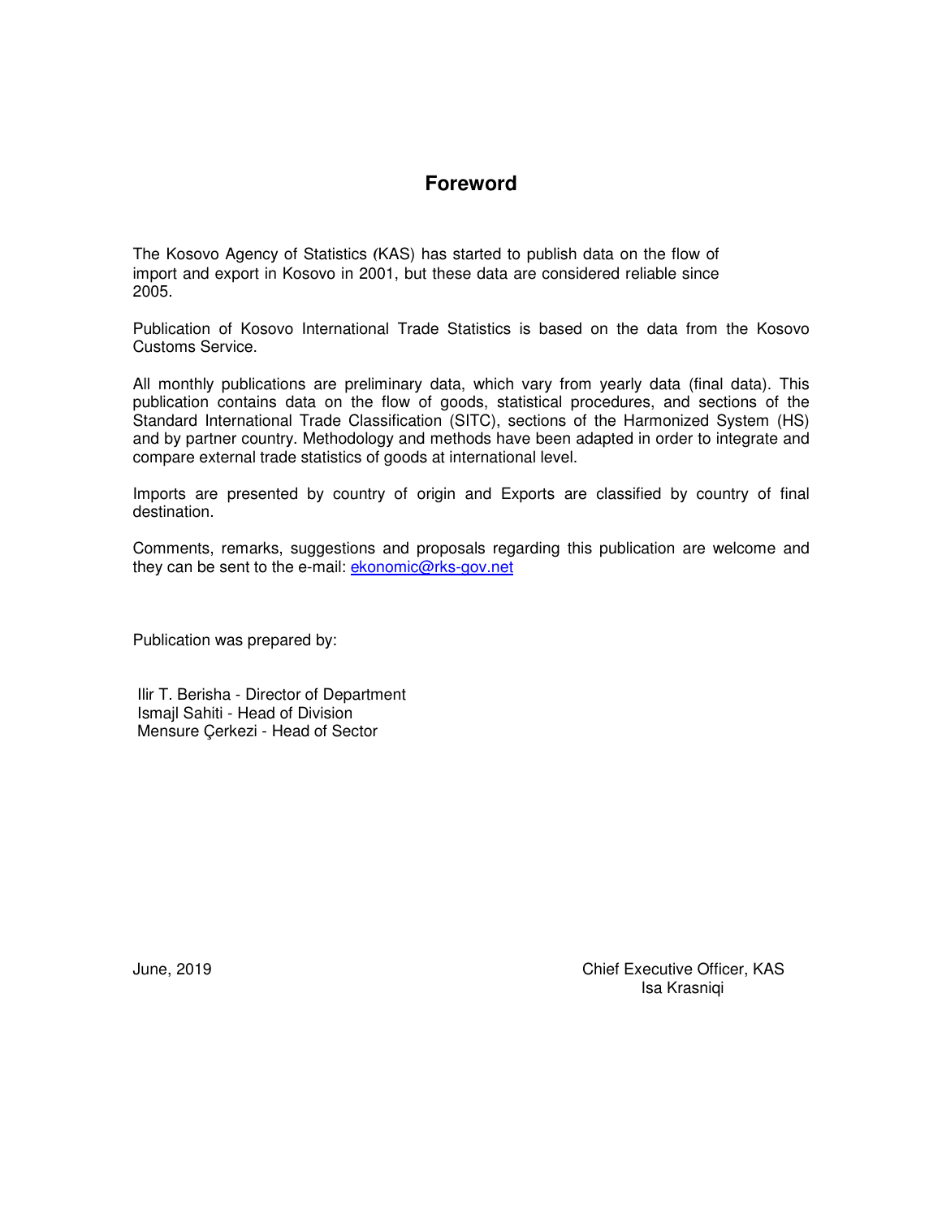# Foreword

The Kosovo Agency of Statistics (KAS) has started to publish data on the flow of import and export in Kosovo in 2001, but these data are considered reliable since 2005.

Publication of Kosovo International Trade Statistics is based on the data from the Kosovo Customs Service.

All monthly publications are preliminary data, which vary from yearly data (final data). This publication contains data on the flow of goods, statistical procedures, and sections of the Standard International Trade Classification (SITC), sections of the Harmonized System (HS) and by partner country. Methodology and methods have been adapted in order to integrate and compare external trade statistics of goods at international level.

Imports are presented by country of origin and Exports are classified by country of final destination.

Comments, remarks, suggestions and proposals regarding this publication are welcome and they can be sent to the e-mail: ekonomic@rks-gov.net

Publication was prepared by:

Ilir T. Berisha - Director of Department
Ismajl Sahiti - Head of Division
Mensure Çerkezi - Head of Sector

June, 2019

Chief Executive Officer, KAS
Isa Krasniqi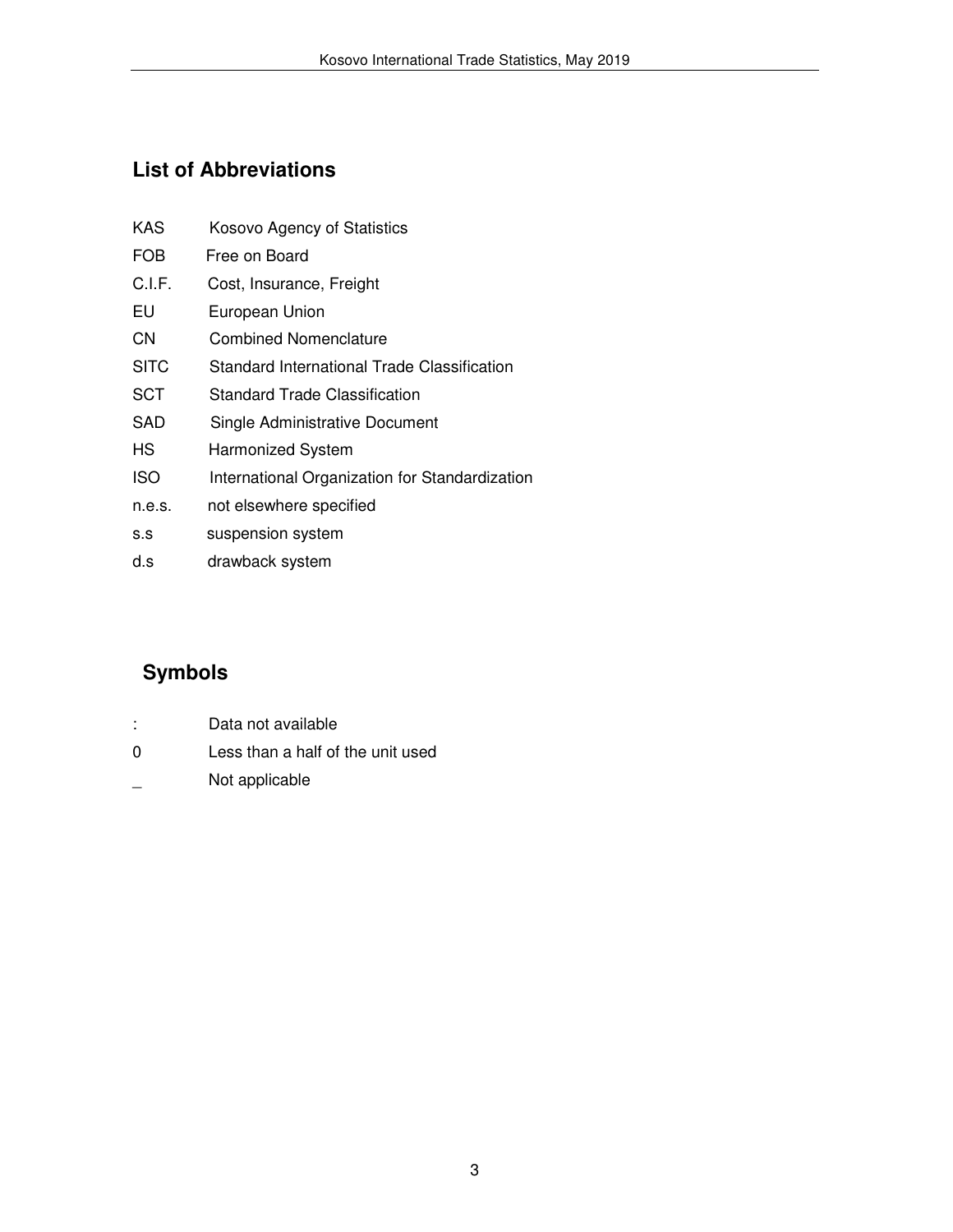## List of Abbreviations

| | |
|---|---|
| KAS | Kosovo Agency of Statistics |
| FOB | Free on Board |
| C.I.F. | Cost, Insurance, Freight |
| EU | European Union |
| CN | Combined Nomenclature |
| SITC | Standard International Trade Classification |
| SCT | Standard Trade Classification |
| SAD | Single Administrative Document |
| HS | Harmonized System |
| ISO | International Organization for Standardization |
| n.e.s. | not elsewhere specified |
| s.s | suspension system |
| d.s | drawback system |

## Symbols

| | |
|---|---|
| : | Data not available |
| 0 | Less than a half of the unit used |
| _ | Not applicable |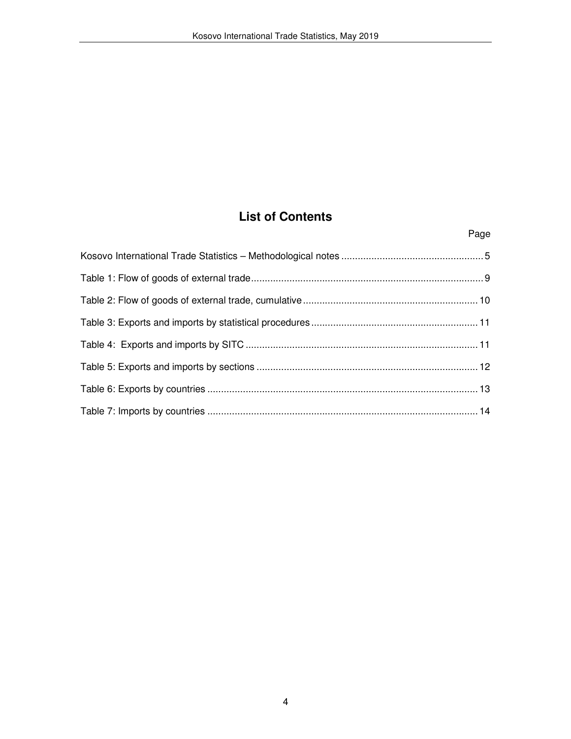# List of Contents

Page

Kosovo International Trade Statistics – Methodological notes .................................................... 5

Table 1: Flow of goods of external trade .................................................................................... 9

Table 2: Flow of goods of external trade, cumulative ............................................................... 10

Table 3: Exports and imports by statistical procedures ............................................................ 11

Table 4: Exports and imports by SITC .................................................................................... 11

Table 5: Exports and imports by sections ................................................................................ 12

Table 6: Exports by countries .................................................................................................. 13

Table 7: Imports by countries .................................................................................................. 14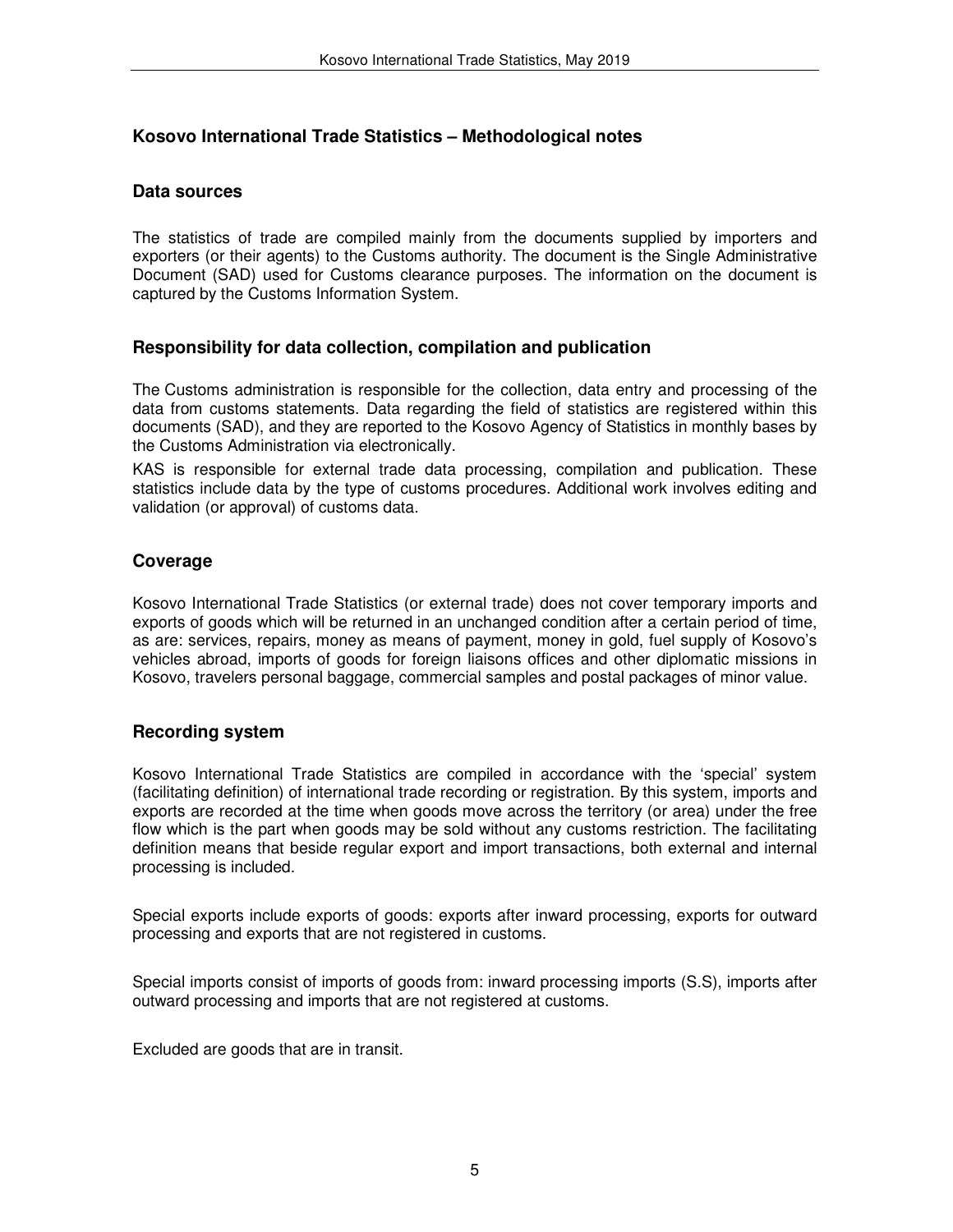## Kosovo International Trade Statistics – Methodological notes

### Data sources

The statistics of trade are compiled mainly from the documents supplied by importers and exporters (or their agents) to the Customs authority. The document is the Single Administrative Document (SAD) used for Customs clearance purposes. The information on the document is captured by the Customs Information System.

### Responsibility for data collection, compilation and publication

The Customs administration is responsible for the collection, data entry and processing of the data from customs statements. Data regarding the field of statistics are registered within this documents (SAD), and they are reported to the Kosovo Agency of Statistics in monthly bases by the Customs Administration via electronically.

KAS is responsible for external trade data processing, compilation and publication. These statistics include data by the type of customs procedures. Additional work involves editing and validation (or approval) of customs data.

### Coverage

Kosovo International Trade Statistics (or external trade) does not cover temporary imports and exports of goods which will be returned in an unchanged condition after a certain period of time, as are: services, repairs, money as means of payment, money in gold, fuel supply of Kosovo's vehicles abroad, imports of goods for foreign liaisons offices and other diplomatic missions in Kosovo, travelers personal baggage, commercial samples and postal packages of minor value.

### Recording system

Kosovo International Trade Statistics are compiled in accordance with the 'special' system (facilitating definition) of international trade recording or registration. By this system, imports and exports are recorded at the time when goods move across the territory (or area) under the free flow which is the part when goods may be sold without any customs restriction. The facilitating definition means that beside regular export and import transactions, both external and internal processing is included.

Special exports include exports of goods: exports after inward processing, exports for outward processing and exports that are not registered in customs.

Special imports consist of imports of goods from: inward processing imports (S.S), imports after outward processing and imports that are not registered at customs.

Excluded are goods that are in transit.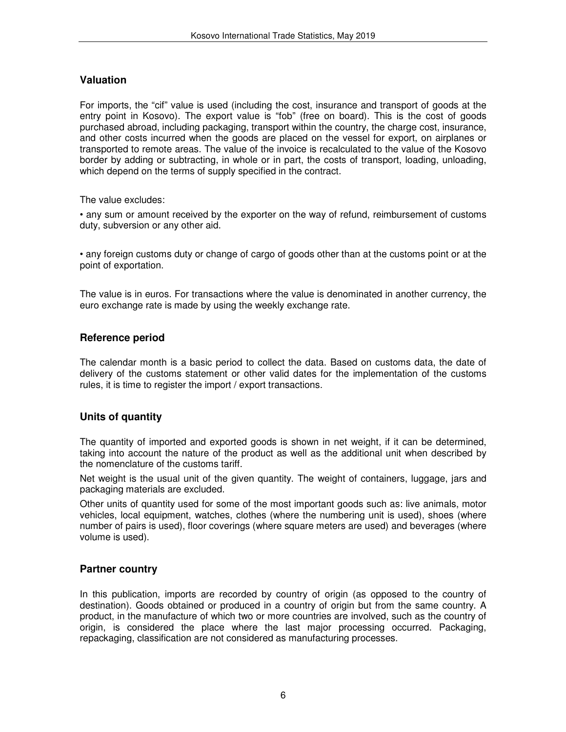## Valuation

For imports, the "cif" value is used (including the cost, insurance and transport of goods at the entry point in Kosovo). The export value is "fob" (free on board). This is the cost of goods purchased abroad, including packaging, transport within the country, the charge cost, insurance, and other costs incurred when the goods are placed on the vessel for export, on airplanes or transported to remote areas. The value of the invoice is recalculated to the value of the Kosovo border by adding or subtracting, in whole or in part, the costs of transport, loading, unloading, which depend on the terms of supply specified in the contract.

The value excludes:

• any sum or amount received by the exporter on the way of refund, reimbursement of customs duty, subversion or any other aid.

• any foreign customs duty or change of cargo of goods other than at the customs point or at the point of exportation.

The value is in euros. For transactions where the value is denominated in another currency, the euro exchange rate is made by using the weekly exchange rate.

## Reference period

The calendar month is a basic period to collect the data. Based on customs data, the date of delivery of the customs statement or other valid dates for the implementation of the customs rules, it is time to register the import / export transactions.

## Units of quantity

The quantity of imported and exported goods is shown in net weight, if it can be determined, taking into account the nature of the product as well as the additional unit when described by the nomenclature of the customs tariff.

Net weight is the usual unit of the given quantity. The weight of containers, luggage, jars and packaging materials are excluded.

Other units of quantity used for some of the most important goods such as: live animals, motor vehicles, local equipment, watches, clothes (where the numbering unit is used), shoes (where number of pairs is used), floor coverings (where square meters are used) and beverages (where volume is used).

## Partner country

In this publication, imports are recorded by country of origin (as opposed to the country of destination). Goods obtained or produced in a country of origin but from the same country. A product, in the manufacture of which two or more countries are involved, such as the country of origin, is considered the place where the last major processing occurred. Packaging, repackaging, classification are not considered as manufacturing processes.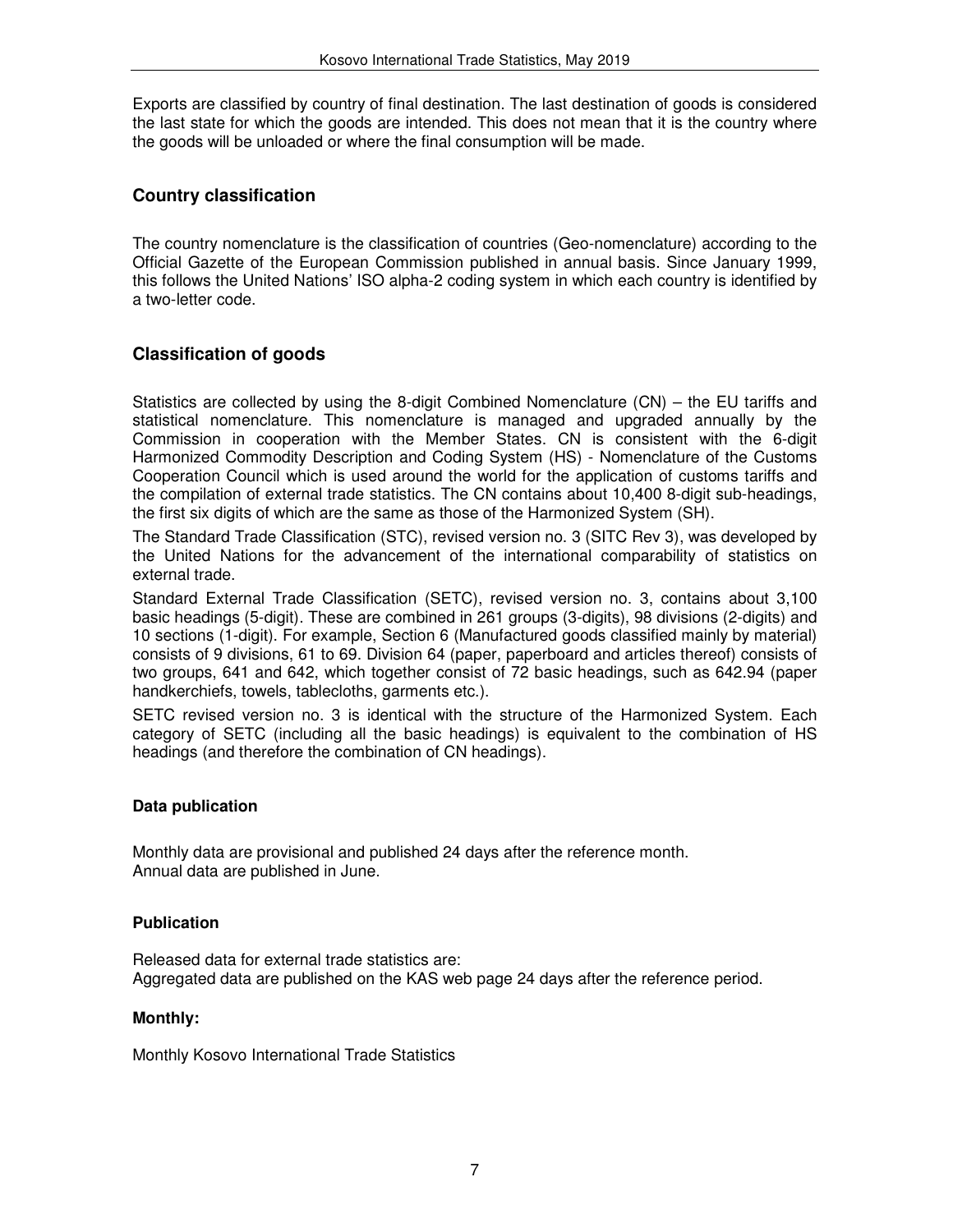Exports are classified by country of final destination. The last destination of goods is considered the last state for which the goods are intended. This does not mean that it is the country where the goods will be unloaded or where the final consumption will be made.

## Country classification

The country nomenclature is the classification of countries (Geo-nomenclature) according to the Official Gazette of the European Commission published in annual basis. Since January 1999, this follows the United Nations' ISO alpha-2 coding system in which each country is identified by a two-letter code.

## Classification of goods

Statistics are collected by using the 8-digit Combined Nomenclature (CN) – the EU tariffs and statistical nomenclature. This nomenclature is managed and upgraded annually by the Commission in cooperation with the Member States. CN is consistent with the 6-digit Harmonized Commodity Description and Coding System (HS) - Nomenclature of the Customs Cooperation Council which is used around the world for the application of customs tariffs and the compilation of external trade statistics. The CN contains about 10,400 8-digit sub-headings, the first six digits of which are the same as those of the Harmonized System (SH).

The Standard Trade Classification (STC), revised version no. 3 (SITC Rev 3), was developed by the United Nations for the advancement of the international comparability of statistics on external trade.

Standard External Trade Classification (SETC), revised version no. 3, contains about 3,100 basic headings (5-digit). These are combined in 261 groups (3-digits), 98 divisions (2-digits) and 10 sections (1-digit). For example, Section 6 (Manufactured goods classified mainly by material) consists of 9 divisions, 61 to 69. Division 64 (paper, paperboard and articles thereof) consists of two groups, 641 and 642, which together consist of 72 basic headings, such as 642.94 (paper handkerchiefs, towels, tablecloths, garments etc.).

SETC revised version no. 3 is identical with the structure of the Harmonized System. Each category of SETC (including all the basic headings) is equivalent to the combination of HS headings (and therefore the combination of CN headings).

### Data publication

Monthly data are provisional and published 24 days after the reference month.
Annual data are published in June.

### Publication

Released data for external trade statistics are:
Aggregated data are published on the KAS web page 24 days after the reference period.

### Monthly:

Monthly Kosovo International Trade Statistics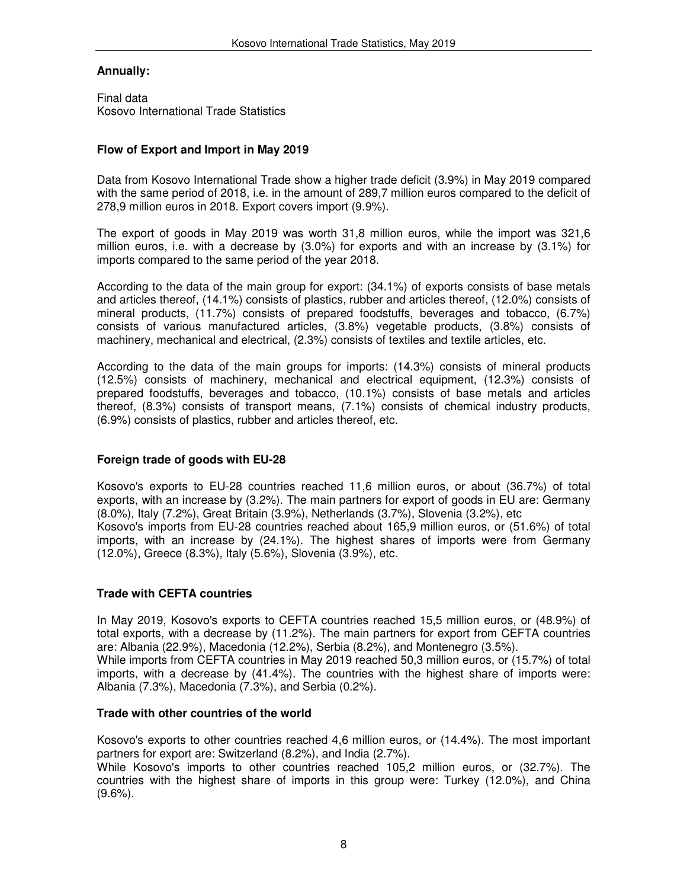**Annually:**

Final data
Kosovo International Trade Statistics

**Flow of Export and Import in May 2019**

Data from Kosovo International Trade show a higher trade deficit (3.9%) in May 2019 compared with the same period of 2018, i.e. in the amount of 289,7 million euros compared to the deficit of 278,9 million euros in 2018. Export covers import (9.9%).

The export of goods in May 2019 was worth 31,8 million euros, while the import was 321,6 million euros, i.e. with a decrease by (3.0%) for exports and with an increase by (3.1%) for imports compared to the same period of the year 2018.

According to the data of the main group for export: (34.1%) of exports consists of base metals and articles thereof, (14.1%) consists of plastics, rubber and articles thereof, (12.0%) consists of mineral products, (11.7%) consists of prepared foodstuffs, beverages and tobacco, (6.7%) consists of various manufactured articles, (3.8%) vegetable products, (3.8%) consists of machinery, mechanical and electrical, (2.3%) consists of textiles and textile articles, etc.

According to the data of the main groups for imports: (14.3%) consists of mineral products (12.5%) consists of machinery, mechanical and electrical equipment, (12.3%) consists of prepared foodstuffs, beverages and tobacco, (10.1%) consists of base metals and articles thereof, (8.3%) consists of transport means, (7.1%) consists of chemical industry products, (6.9%) consists of plastics, rubber and articles thereof, etc.

**Foreign trade of goods with EU-28**

Kosovo's exports to EU-28 countries reached 11,6 million euros, or about (36.7%) of total exports, with an increase by (3.2%). The main partners for export of goods in EU are: Germany (8.0%), Italy (7.2%), Great Britain (3.9%), Netherlands (3.7%), Slovenia (3.2%), etc
Kosovo's imports from EU-28 countries reached about 165,9 million euros, or (51.6%) of total imports, with an increase by (24.1%). The highest shares of imports were from Germany (12.0%), Greece (8.3%), Italy (5.6%), Slovenia (3.9%), etc.

**Trade with CEFTA countries**

In May 2019, Kosovo's exports to CEFTA countries reached 15,5 million euros, or (48.9%) of total exports, with a decrease by (11.2%). The main partners for export from CEFTA countries are: Albania (22.9%), Macedonia (12.2%), Serbia (8.2%), and Montenegro (3.5%).
While imports from CEFTA countries in May 2019 reached 50,3 million euros, or (15.7%) of total imports, with a decrease by (41.4%). The countries with the highest share of imports were: Albania (7.3%), Macedonia (7.3%), and Serbia (0.2%).

**Trade with other countries of the world**

Kosovo's exports to other countries reached 4,6 million euros, or (14.4%). The most important partners for export are: Switzerland (8.2%), and India (2.7%).
While Kosovo's imports to other countries reached 105,2 million euros, or (32.7%). The countries with the highest share of imports in this group were: Turkey (12.0%), and China (9.6%).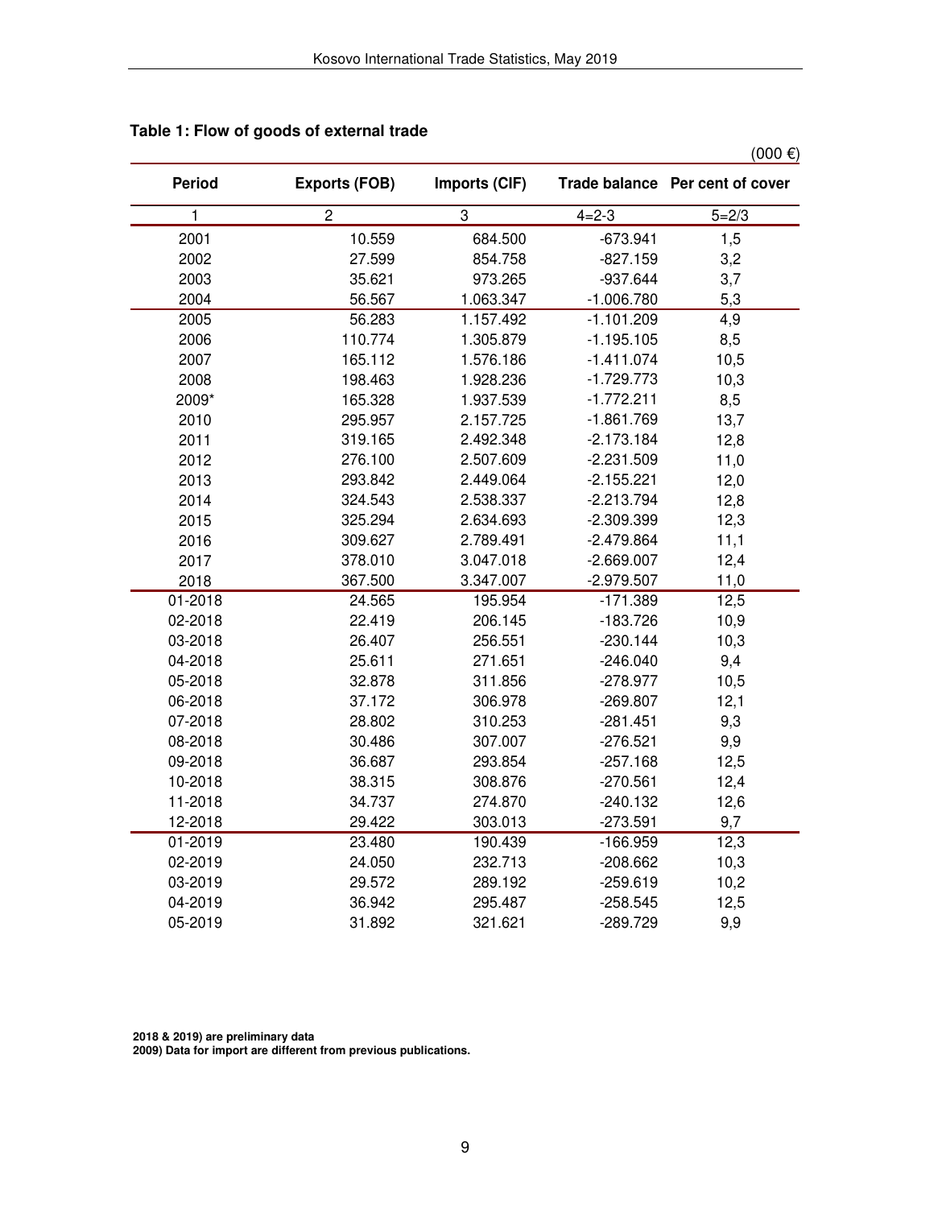**Table 1: Flow of goods of external trade**

(000 €)

| Period | Exports (FOB) | Imports (CIF) | Trade balance | Per cent of cover |
|---|---|---|---|---|
| 1 | 2 | 3 | 4=2-3 | 5=2/3 |
| 2001 | 10.559 | 684.500 | -673.941 | 1,5 |
| 2002 | 27.599 | 854.758 | -827.159 | 3,2 |
| 2003 | 35.621 | 973.265 | -937.644 | 3,7 |
| 2004 | 56.567 | 1.063.347 | -1.006.780 | 5,3 |
| 2005 | 56.283 | 1.157.492 | -1.101.209 | 4,9 |
| 2006 | 110.774 | 1.305.879 | -1.195.105 | 8,5 |
| 2007 | 165.112 | 1.576.186 | -1.411.074 | 10,5 |
| 2008 | 198.463 | 1.928.236 | -1.729.773 | 10,3 |
| 2009* | 165.328 | 1.937.539 | -1.772.211 | 8,5 |
| 2010 | 295.957 | 2.157.725 | -1.861.769 | 13,7 |
| 2011 | 319.165 | 2.492.348 | -2.173.184 | 12,8 |
| 2012 | 276.100 | 2.507.609 | -2.231.509 | 11,0 |
| 2013 | 293.842 | 2.449.064 | -2.155.221 | 12,0 |
| 2014 | 324.543 | 2.538.337 | -2.213.794 | 12,8 |
| 2015 | 325.294 | 2.634.693 | -2.309.399 | 12,3 |
| 2016 | 309.627 | 2.789.491 | -2.479.864 | 11,1 |
| 2017 | 378.010 | 3.047.018 | -2.669.007 | 12,4 |
| 2018 | 367.500 | 3.347.007 | -2.979.507 | 11,0 |
| 01-2018 | 24.565 | 195.954 | -171.389 | 12,5 |
| 02-2018 | 22.419 | 206.145 | -183.726 | 10,9 |
| 03-2018 | 26.407 | 256.551 | -230.144 | 10,3 |
| 04-2018 | 25.611 | 271.651 | -246.040 | 9,4 |
| 05-2018 | 32.878 | 311.856 | -278.977 | 10,5 |
| 06-2018 | 37.172 | 306.978 | -269.807 | 12,1 |
| 07-2018 | 28.802 | 310.253 | -281.451 | 9,3 |
| 08-2018 | 30.486 | 307.007 | -276.521 | 9,9 |
| 09-2018 | 36.687 | 293.854 | -257.168 | 12,5 |
| 10-2018 | 38.315 | 308.876 | -270.561 | 12,4 |
| 11-2018 | 34.737 | 274.870 | -240.132 | 12,6 |
| 12-2018 | 29.422 | 303.013 | -273.591 | 9,7 |
| 01-2019 | 23.480 | 190.439 | -166.959 | 12,3 |
| 02-2019 | 24.050 | 232.713 | -208.662 | 10,3 |
| 03-2019 | 29.572 | 289.192 | -259.619 | 10,2 |
| 04-2019 | 36.942 | 295.487 | -258.545 | 12,5 |
| 05-2019 | 31.892 | 321.621 | -289.729 | 9,9 |

**2018 & 2019) are preliminary data**
**2009) Data for import are different from previous publications.**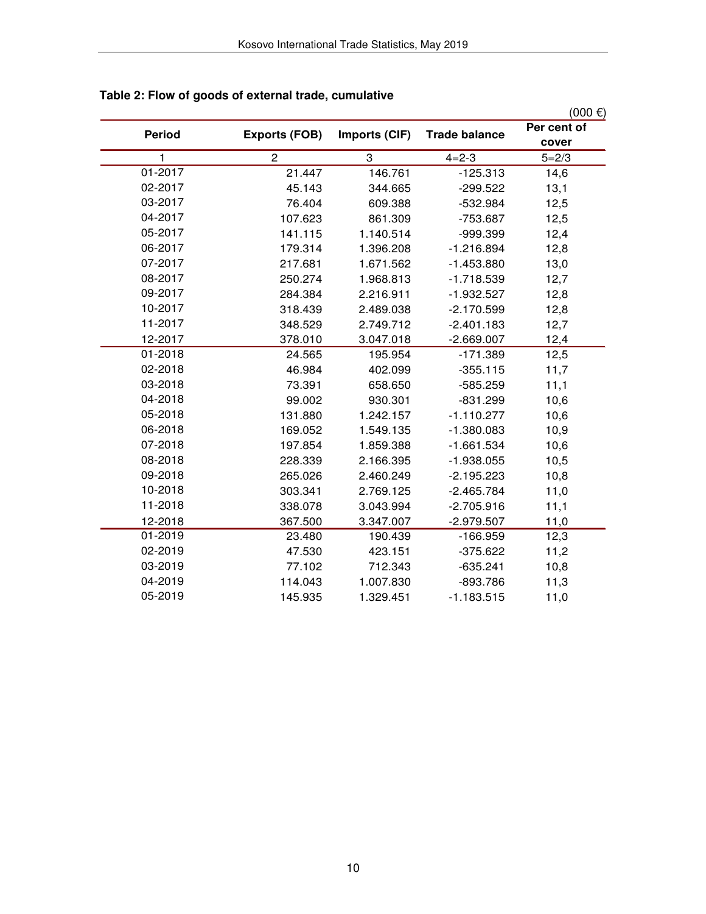**Table 2: Flow of goods of external trade, cumulative**

(000 €)

| Period | Exports (FOB) | Imports (CIF) | Trade balance | Per cent of cover |
|---|---|---|---|---|
| 1 | 2 | 3 | 4=2-3 | 5=2/3 |
| 01-2017 | 21.447 | 146.761 | -125.313 | 14,6 |
| 02-2017 | 45.143 | 344.665 | -299.522 | 13,1 |
| 03-2017 | 76.404 | 609.388 | -532.984 | 12,5 |
| 04-2017 | 107.623 | 861.309 | -753.687 | 12,5 |
| 05-2017 | 141.115 | 1.140.514 | -999.399 | 12,4 |
| 06-2017 | 179.314 | 1.396.208 | -1.216.894 | 12,8 |
| 07-2017 | 217.681 | 1.671.562 | -1.453.880 | 13,0 |
| 08-2017 | 250.274 | 1.968.813 | -1.718.539 | 12,7 |
| 09-2017 | 284.384 | 2.216.911 | -1.932.527 | 12,8 |
| 10-2017 | 318.439 | 2.489.038 | -2.170.599 | 12,8 |
| 11-2017 | 348.529 | 2.749.712 | -2.401.183 | 12,7 |
| 12-2017 | 378.010 | 3.047.018 | -2.669.007 | 12,4 |
| 01-2018 | 24.565 | 195.954 | -171.389 | 12,5 |
| 02-2018 | 46.984 | 402.099 | -355.115 | 11,7 |
| 03-2018 | 73.391 | 658.650 | -585.259 | 11,1 |
| 04-2018 | 99.002 | 930.301 | -831.299 | 10,6 |
| 05-2018 | 131.880 | 1.242.157 | -1.110.277 | 10,6 |
| 06-2018 | 169.052 | 1.549.135 | -1.380.083 | 10,9 |
| 07-2018 | 197.854 | 1.859.388 | -1.661.534 | 10,6 |
| 08-2018 | 228.339 | 2.166.395 | -1.938.055 | 10,5 |
| 09-2018 | 265.026 | 2.460.249 | -2.195.223 | 10,8 |
| 10-2018 | 303.341 | 2.769.125 | -2.465.784 | 11,0 |
| 11-2018 | 338.078 | 3.043.994 | -2.705.916 | 11,1 |
| 12-2018 | 367.500 | 3.347.007 | -2.979.507 | 11,0 |
| 01-2019 | 23.480 | 190.439 | -166.959 | 12,3 |
| 02-2019 | 47.530 | 423.151 | -375.622 | 11,2 |
| 03-2019 | 77.102 | 712.343 | -635.241 | 10,8 |
| 04-2019 | 114.043 | 1.007.830 | -893.786 | 11,3 |
| 05-2019 | 145.935 | 1.329.451 | -1.183.515 | 11,0 |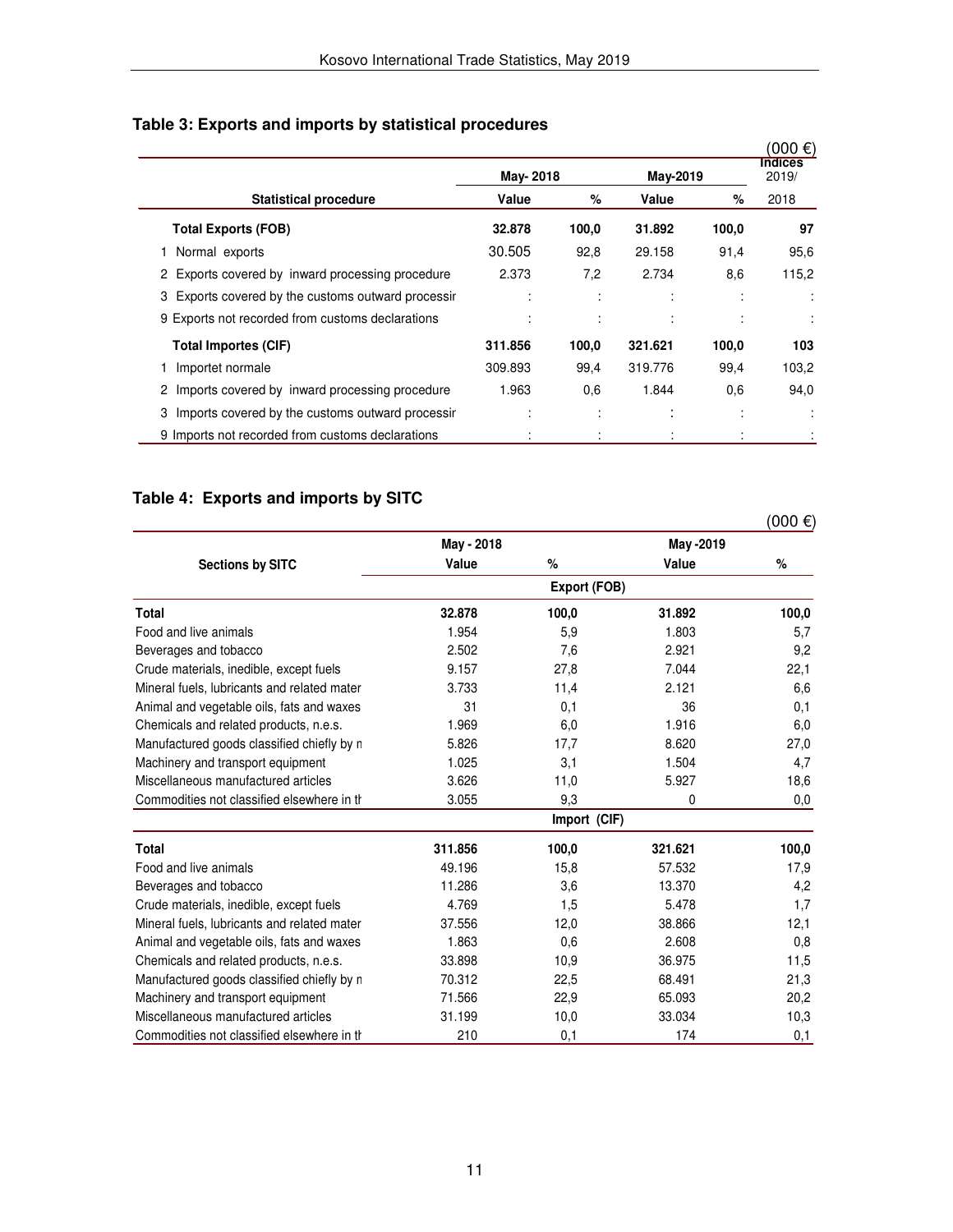## Table 3: Exports and imports by statistical procedures

(000 €)

| Statistical procedure | May- 2018 Value | May- 2018 % | May-2019 Value | May-2019 % | Indices 2019/ 2018 |
|---|---|---|---|---|---|
| **Total Exports (FOB)** | **32.878** | **100,0** | **31.892** | **100,0** | **97** |
| 1 Normal exports | 30.505 | 92,8 | 29.158 | 91,4 | 95,6 |
| 2 Exports covered by inward processing procedure | 2.373 | 7,2 | 2.734 | 8,6 | 115,2 |
| 3 Exports covered by the customs outward processir | : | : | : | : | : |
| 9 Exports not recorded from customs declarations | : | : | : | : | : |
| **Total Importes (CIF)** | **311.856** | **100,0** | **321.621** | **100,0** | **103** |
| 1 Importet normale | 309.893 | 99,4 | 319.776 | 99,4 | 103,2 |
| 2 Imports covered by inward processing procedure | 1.963 | 0,6 | 1.844 | 0,6 | 94,0 |
| 3 Imports covered by the customs outward processir | : | : | : | : | : |
| 9 Imports not recorded from customs declarations | : | : | : | : | : |

## Table 4: Exports and imports by SITC

(000 €)

| Sections by SITC | May - 2018 Value | % | May -2019 Value | % |
|---|---|---|---|---|
| | | Export (FOB) | | |
| **Total** | **32.878** | **100,0** | **31.892** | **100,0** |
| Food and live animals | 1.954 | 5,9 | 1.803 | 5,7 |
| Beverages and tobacco | 2.502 | 7,6 | 2.921 | 9,2 |
| Crude materials, inedible, except fuels | 9.157 | 27,8 | 7.044 | 22,1 |
| Mineral fuels, lubricants and related mater | 3.733 | 11,4 | 2.121 | 6,6 |
| Animal and vegetable oils, fats and waxes | 31 | 0,1 | 36 | 0,1 |
| Chemicals and related products, n.e.s. | 1.969 | 6,0 | 1.916 | 6,0 |
| Manufactured goods classified chiefly by n | 5.826 | 17,7 | 8.620 | 27,0 |
| Machinery and transport equipment | 1.025 | 3,1 | 1.504 | 4,7 |
| Miscellaneous manufactured articles | 3.626 | 11,0 | 5.927 | 18,6 |
| Commodities not classified elsewhere in tl | 3.055 | 9,3 | 0 | 0,0 |
| | | Import (CIF) | | |
| **Total** | **311.856** | **100,0** | **321.621** | **100,0** |
| Food and live animals | 49.196 | 15,8 | 57.532 | 17,9 |
| Beverages and tobacco | 11.286 | 3,6 | 13.370 | 4,2 |
| Crude materials, inedible, except fuels | 4.769 | 1,5 | 5.478 | 1,7 |
| Mineral fuels, lubricants and related mater | 37.556 | 12,0 | 38.866 | 12,1 |
| Animal and vegetable oils, fats and waxes | 1.863 | 0,6 | 2.608 | 0,8 |
| Chemicals and related products, n.e.s. | 33.898 | 10,9 | 36.975 | 11,5 |
| Manufactured goods classified chiefly by n | 70.312 | 22,5 | 68.491 | 21,3 |
| Machinery and transport equipment | 71.566 | 22,9 | 65.093 | 20,2 |
| Miscellaneous manufactured articles | 31.199 | 10,0 | 33.034 | 10,3 |
| Commodities not classified elsewhere in tl | 210 | 0,1 | 174 | 0,1 |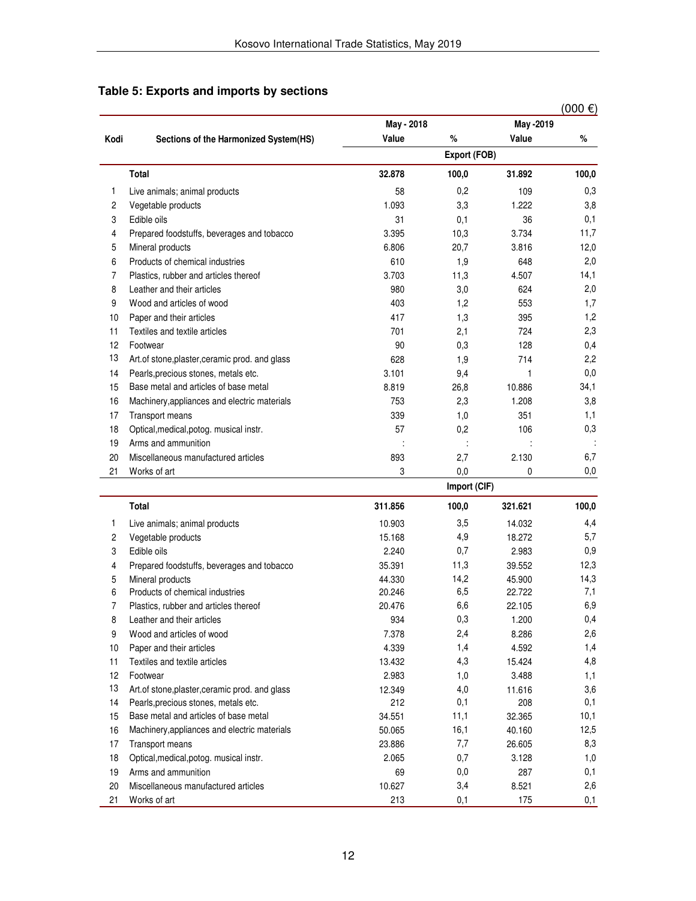## Table 5: Exports and imports by sections

(000 €)

| Kodi | Sections of the Harmonized System(HS) | May - 2018 Value | % | May -2019 Value | % |
|---|---|---|---|---|---|
| | | | Export (FOB) | | |
| | **Total** | **32.878** | **100,0** | **31.892** | **100,0** |
| 1 | Live animals; animal products | 58 | 0,2 | 109 | 0,3 |
| 2 | Vegetable products | 1.093 | 3,3 | 1.222 | 3,8 |
| 3 | Edible oils | 31 | 0,1 | 36 | 0,1 |
| 4 | Prepared foodstuffs, beverages and tobacco | 3.395 | 10,3 | 3.734 | 11,7 |
| 5 | Mineral products | 6.806 | 20,7 | 3.816 | 12,0 |
| 6 | Products of chemical industries | 610 | 1,9 | 648 | 2,0 |
| 7 | Plastics, rubber and articles thereof | 3.703 | 11,3 | 4.507 | 14,1 |
| 8 | Leather and their articles | 980 | 3,0 | 624 | 2,0 |
| 9 | Wood and articles of wood | 403 | 1,2 | 553 | 1,7 |
| 10 | Paper and their articles | 417 | 1,3 | 395 | 1,2 |
| 11 | Textiles and textile articles | 701 | 2,1 | 724 | 2,3 |
| 12 | Footwear | 90 | 0,3 | 128 | 0,4 |
| 13 | Art.of stone,plaster,ceramic prod. and glass | 628 | 1,9 | 714 | 2,2 |
| 14 | Pearls,precious stones, metals etc. | 3.101 | 9,4 | 1 | 0,0 |
| 15 | Base metal and articles of base metal | 8.819 | 26,8 | 10.886 | 34,1 |
| 16 | Machinery,appliances and electric materials | 753 | 2,3 | 1.208 | 3,8 |
| 17 | Transport means | 339 | 1,0 | 351 | 1,1 |
| 18 | Optical,medical,potog. musical instr. | 57 | 0,2 | 106 | 0,3 |
| 19 | Arms and ammunition | : | : | : | : |
| 20 | Miscellaneous manufactured articles | 893 | 2,7 | 2.130 | 6,7 |
| 21 | Works of art | 3 | 0,0 | 0 | 0,0 |
| | | | Import (CIF) | | |
| | **Total** | **311.856** | **100,0** | **321.621** | **100,0** |
| 1 | Live animals; animal products | 10.903 | 3,5 | 14.032 | 4,4 |
| 2 | Vegetable products | 15.168 | 4,9 | 18.272 | 5,7 |
| 3 | Edible oils | 2.240 | 0,7 | 2.983 | 0,9 |
| 4 | Prepared foodstuffs, beverages and tobacco | 35.391 | 11,3 | 39.552 | 12,3 |
| 5 | Mineral products | 44.330 | 14,2 | 45.900 | 14,3 |
| 6 | Products of chemical industries | 20.246 | 6,5 | 22.722 | 7,1 |
| 7 | Plastics, rubber and articles thereof | 20.476 | 6,6 | 22.105 | 6,9 |
| 8 | Leather and their articles | 934 | 0,3 | 1.200 | 0,4 |
| 9 | Wood and articles of wood | 7.378 | 2,4 | 8.286 | 2,6 |
| 10 | Paper and their articles | 4.339 | 1,4 | 4.592 | 1,4 |
| 11 | Textiles and textile articles | 13.432 | 4,3 | 15.424 | 4,8 |
| 12 | Footwear | 2.983 | 1,0 | 3.488 | 1,1 |
| 13 | Art.of stone,plaster,ceramic prod. and glass | 12.349 | 4,0 | 11.616 | 3,6 |
| 14 | Pearls,precious stones, metals etc. | 212 | 0,1 | 208 | 0,1 |
| 15 | Base metal and articles of base metal | 34.551 | 11,1 | 32.365 | 10,1 |
| 16 | Machinery,appliances and electric materials | 50.065 | 16,1 | 40.160 | 12,5 |
| 17 | Transport means | 23.886 | 7,7 | 26.605 | 8,3 |
| 18 | Optical,medical,potog. musical instr. | 2.065 | 0,7 | 3.128 | 1,0 |
| 19 | Arms and ammunition | 69 | 0,0 | 287 | 0,1 |
| 20 | Miscellaneous manufactured articles | 10.627 | 3,4 | 8.521 | 2,6 |
| 21 | Works of art | 213 | 0,1 | 175 | 0,1 |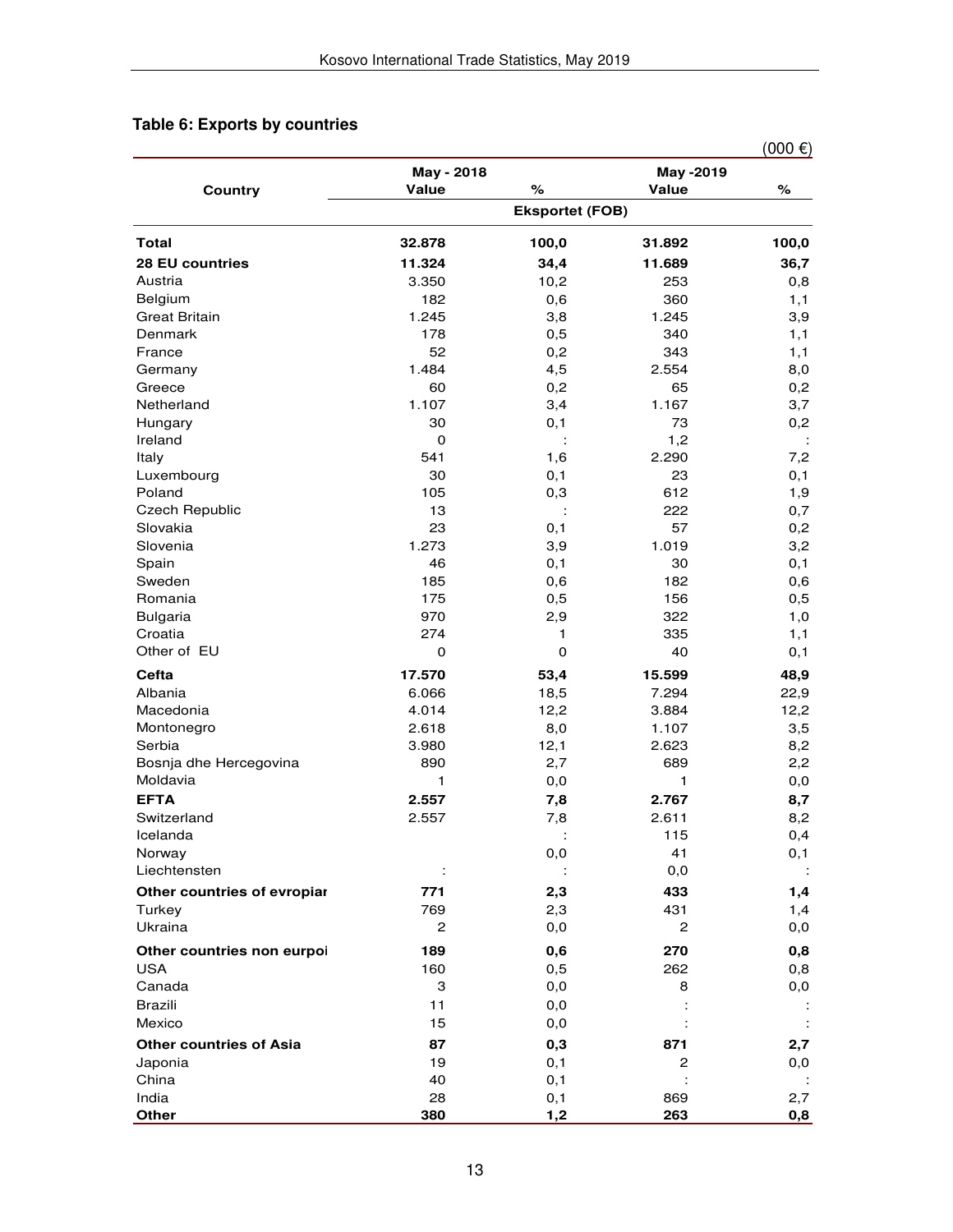## Table 6: Exports by countries

(000 €)

| Country | May - 2018 Value | % | May -2019 Value | % |
|---|---|---|---|---|
| | Eksportet (FOB) | | | |
| **Total** | **32.878** | **100,0** | **31.892** | **100,0** |
| **28 EU countries** | **11.324** | **34,4** | **11.689** | **36,7** |
| Austria | 3.350 | 10,2 | 253 | 0,8 |
| Belgium | 182 | 0,6 | 360 | 1,1 |
| Great Britain | 1.245 | 3,8 | 1.245 | 3,9 |
| Denmark | 178 | 0,5 | 340 | 1,1 |
| France | 52 | 0,2 | 343 | 1,1 |
| Germany | 1.484 | 4,5 | 2.554 | 8,0 |
| Greece | 60 | 0,2 | 65 | 0,2 |
| Netherland | 1.107 | 3,4 | 1.167 | 3,7 |
| Hungary | 30 | 0,1 | 73 | 0,2 |
| Ireland | 0 | : | 1,2 | : |
| Italy | 541 | 1,6 | 2.290 | 7,2 |
| Luxembourg | 30 | 0,1 | 23 | 0,1 |
| Poland | 105 | 0,3 | 612 | 1,9 |
| Czech Republic | 13 | : | 222 | 0,7 |
| Slovakia | 23 | 0,1 | 57 | 0,2 |
| Slovenia | 1.273 | 3,9 | 1.019 | 3,2 |
| Spain | 46 | 0,1 | 30 | 0,1 |
| Sweden | 185 | 0,6 | 182 | 0,6 |
| Romania | 175 | 0,5 | 156 | 0,5 |
| Bulgaria | 970 | 2,9 | 322 | 1,0 |
| Croatia | 274 | 1 | 335 | 1,1 |
| Other of EU | 0 | 0 | 40 | 0,1 |
| **Cefta** | **17.570** | **53,4** | **15.599** | **48,9** |
| Albania | 6.066 | 18,5 | 7.294 | 22,9 |
| Macedonia | 4.014 | 12,2 | 3.884 | 12,2 |
| Montonegro | 2.618 | 8,0 | 1.107 | 3,5 |
| Serbia | 3.980 | 12,1 | 2.623 | 8,2 |
| Bosnja dhe Hercegovina | 890 | 2,7 | 689 | 2,2 |
| Moldavia | 1 | 0,0 | 1 | 0,0 |
| **EFTA** | **2.557** | **7,8** | **2.767** | **8,7** |
| Switzerland | 2.557 | 7,8 | 2.611 | 8,2 |
| Icelanda | | : | 115 | 0,4 |
| Norway | | 0,0 | 41 | 0,1 |
| Liechtensten | : | : | 0,0 | : |
| **Other countries of evropiar** | **771** | **2,3** | **433** | **1,4** |
| Turkey | 769 | 2,3 | 431 | 1,4 |
| Ukraina | 2 | 0,0 | 2 | 0,0 |
| **Other countries non eurpoi** | **189** | **0,6** | **270** | **0,8** |
| USA | 160 | 0,5 | 262 | 0,8 |
| Canada | 3 | 0,0 | 8 | 0,0 |
| Brazili | 11 | 0,0 | : | : |
| Mexico | 15 | 0,0 | : | : |
| **Other countries of Asia** | **87** | **0,3** | **871** | **2,7** |
| Japonia | 19 | 0,1 | 2 | 0,0 |
| China | 40 | 0,1 | : | : |
| India | 28 | 0,1 | 869 | 2,7 |
| **Other** | **380** | **1,2** | **263** | **0,8** |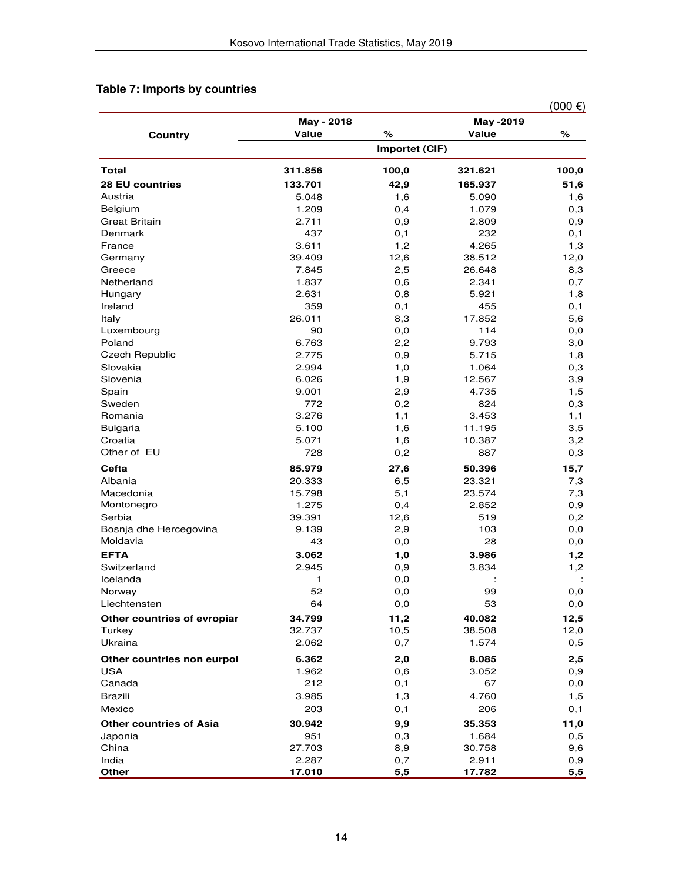## Table 7: Imports by countries

(000 €)

| Country | May - 2018 | | May -2019 | |
|---|---|---|---|---|
| | Value | % | Value | % |
| | Importet (CIF) | | | |
| **Total** | **311.856** | **100,0** | **321.621** | **100,0** |
| **28 EU countries** | **133.701** | **42,9** | **165.937** | **51,6** |
| Austria | 5.048 | 1,6 | 5.090 | 1,6 |
| Belgium | 1.209 | 0,4 | 1.079 | 0,3 |
| Great Britain | 2.711 | 0,9 | 2.809 | 0,9 |
| Denmark | 437 | 0,1 | 232 | 0,1 |
| France | 3.611 | 1,2 | 4.265 | 1,3 |
| Germany | 39.409 | 12,6 | 38.512 | 12,0 |
| Greece | 7.845 | 2,5 | 26.648 | 8,3 |
| Netherland | 1.837 | 0,6 | 2.341 | 0,7 |
| Hungary | 2.631 | 0,8 | 5.921 | 1,8 |
| Ireland | 359 | 0,1 | 455 | 0,1 |
| Italy | 26.011 | 8,3 | 17.852 | 5,6 |
| Luxembourg | 90 | 0,0 | 114 | 0,0 |
| Poland | 6.763 | 2,2 | 9.793 | 3,0 |
| Czech Republic | 2.775 | 0,9 | 5.715 | 1,8 |
| Slovakia | 2.994 | 1,0 | 1.064 | 0,3 |
| Slovenia | 6.026 | 1,9 | 12.567 | 3,9 |
| Spain | 9.001 | 2,9 | 4.735 | 1,5 |
| Sweden | 772 | 0,2 | 824 | 0,3 |
| Romania | 3.276 | 1,1 | 3.453 | 1,1 |
| Bulgaria | 5.100 | 1,6 | 11.195 | 3,5 |
| Croatia | 5.071 | 1,6 | 10.387 | 3,2 |
| Other of EU | 728 | 0,2 | 887 | 0,3 |
| **Cefta** | **85.979** | **27,6** | **50.396** | **15,7** |
| Albania | 20.333 | 6,5 | 23.321 | 7,3 |
| Macedonia | 15.798 | 5,1 | 23.574 | 7,3 |
| Montonegro | 1.275 | 0,4 | 2.852 | 0,9 |
| Serbia | 39.391 | 12,6 | 519 | 0,2 |
| Bosnja dhe Hercegovina | 9.139 | 2,9 | 103 | 0,0 |
| Moldavia | 43 | 0,0 | 28 | 0,0 |
| **EFTA** | **3.062** | **1,0** | **3.986** | **1,2** |
| Switzerland | 2.945 | 0,9 | 3.834 | 1,2 |
| Icelanda | 1 | 0,0 | : | : |
| Norway | 52 | 0,0 | 99 | 0,0 |
| Liechtensten | 64 | 0,0 | 53 | 0,0 |
| **Other countries of evropiar** | **34.799** | **11,2** | **40.082** | **12,5** |
| Turkey | 32.737 | 10,5 | 38.508 | 12,0 |
| Ukraina | 2.062 | 0,7 | 1.574 | 0,5 |
| **Other countries non eurpoi** | **6.362** | **2,0** | **8.085** | **2,5** |
| USA | 1.962 | 0,6 | 3.052 | 0,9 |
| Canada | 212 | 0,1 | 67 | 0,0 |
| Brazili | 3.985 | 1,3 | 4.760 | 1,5 |
| Mexico | 203 | 0,1 | 206 | 0,1 |
| **Other countries of Asia** | **30.942** | **9,9** | **35.353** | **11,0** |
| Japonia | 951 | 0,3 | 1.684 | 0,5 |
| China | 27.703 | 8,9 | 30.758 | 9,6 |
| India | 2.287 | 0,7 | 2.911 | 0,9 |
| **Other** | **17.010** | **5,5** | **17.782** | **5,5** |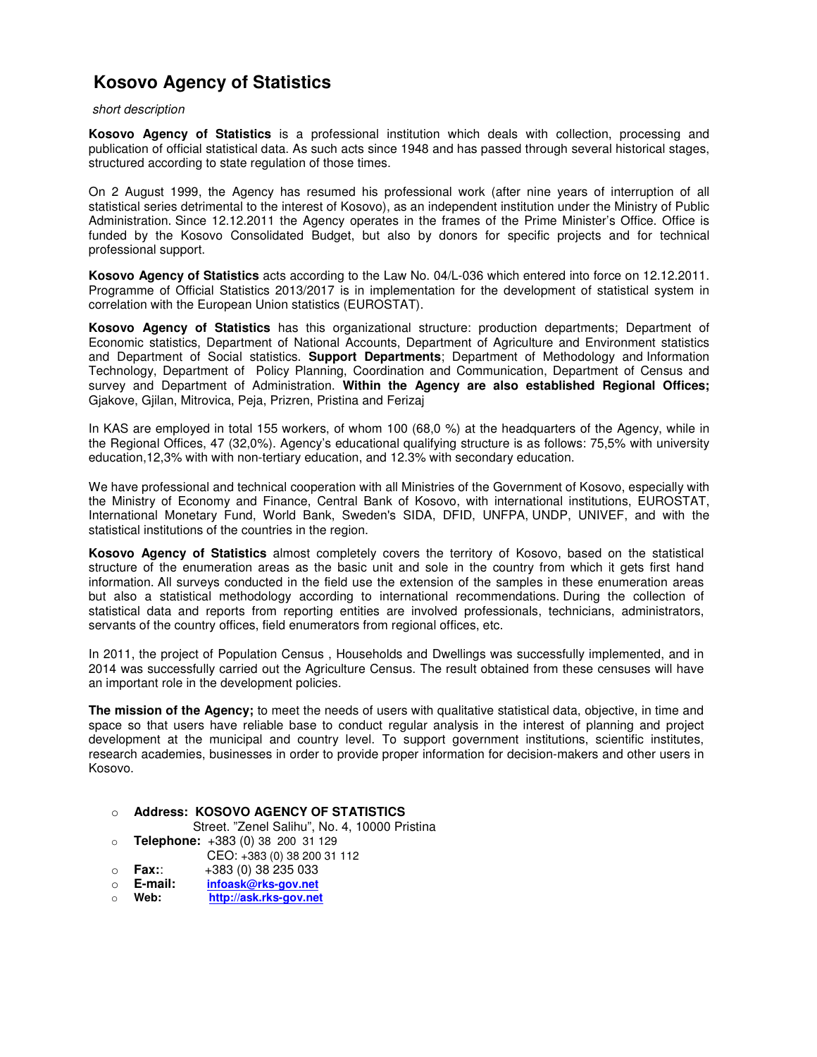# Kosovo Agency of Statistics

*short description*

**Kosovo Agency of Statistics** is a professional institution which deals with collection, processing and publication of official statistical data. As such acts since 1948 and has passed through several historical stages, structured according to state regulation of those times.

On 2 August 1999, the Agency has resumed his professional work (after nine years of interruption of all statistical series detrimental to the interest of Kosovo), as an independent institution under the Ministry of Public Administration. Since 12.12.2011 the Agency operates in the frames of the Prime Minister's Office. Office is funded by the Kosovo Consolidated Budget, but also by donors for specific projects and for technical professional support.

**Kosovo Agency of Statistics** acts according to the Law No. 04/L-036 which entered into force on 12.12.2011. Programme of Official Statistics 2013/2017 is in implementation for the development of statistical system in correlation with the European Union statistics (EUROSTAT).

**Kosovo Agency of Statistics** has this organizational structure: production departments; Department of Economic statistics, Department of National Accounts, Department of Agriculture and Environment statistics and Department of Social statistics. **Support Departments**; Department of Methodology and Information Technology, Department of Policy Planning, Coordination and Communication, Department of Census and survey and Department of Administration. **Within the Agency are also established Regional Offices;** Gjakove, Gjilan, Mitrovica, Peja, Prizren, Pristina and Ferizaj

In KAS are employed in total 155 workers, of whom 100 (68,0 %) at the headquarters of the Agency, while in the Regional Offices, 47 (32,0%). Agency's educational qualifying structure is as follows: 75,5% with university education,12,3% with with non-tertiary education, and 12.3% with secondary education.

We have professional and technical cooperation with all Ministries of the Government of Kosovo, especially with the Ministry of Economy and Finance, Central Bank of Kosovo, with international institutions, EUROSTAT, International Monetary Fund, World Bank, Sweden's SIDA, DFID, UNFPA, UNDP, UNIVEF, and with the statistical institutions of the countries in the region.

**Kosovo Agency of Statistics** almost completely covers the territory of Kosovo, based on the statistical structure of the enumeration areas as the basic unit and sole in the country from which it gets first hand information. All surveys conducted in the field use the extension of the samples in these enumeration areas but also a statistical methodology according to international recommendations. During the collection of statistical data and reports from reporting entities are involved professionals, technicians, administrators, servants of the country offices, field enumerators from regional offices, etc.

In 2011, the project of Population Census , Households and Dwellings was successfully implemented, and in 2014 was successfully carried out the Agriculture Census. The result obtained from these censuses will have an important role in the development policies.

**The mission of the Agency;** to meet the needs of users with qualitative statistical data, objective, in time and space so that users have reliable base to conduct regular analysis in the interest of planning and project development at the municipal and country level. To support government institutions, scientific institutes, research academies, businesses in order to provide proper information for decision-makers and other users in Kosovo.

- **Address: KOSOVO AGENCY OF STATISTICS**
  Street. "Zenel Salihu", No. 4, 10000 Pristina
- **Telephone:** +383 (0) 38 200 31 129
  CEO: +383 (0) 38 200 31 112
- **Fax::** +383 (0) 38 235 033
- **E-mail:** **infoask@rks-gov.net**
- **Web:** **http://ask.rks-gov.net**